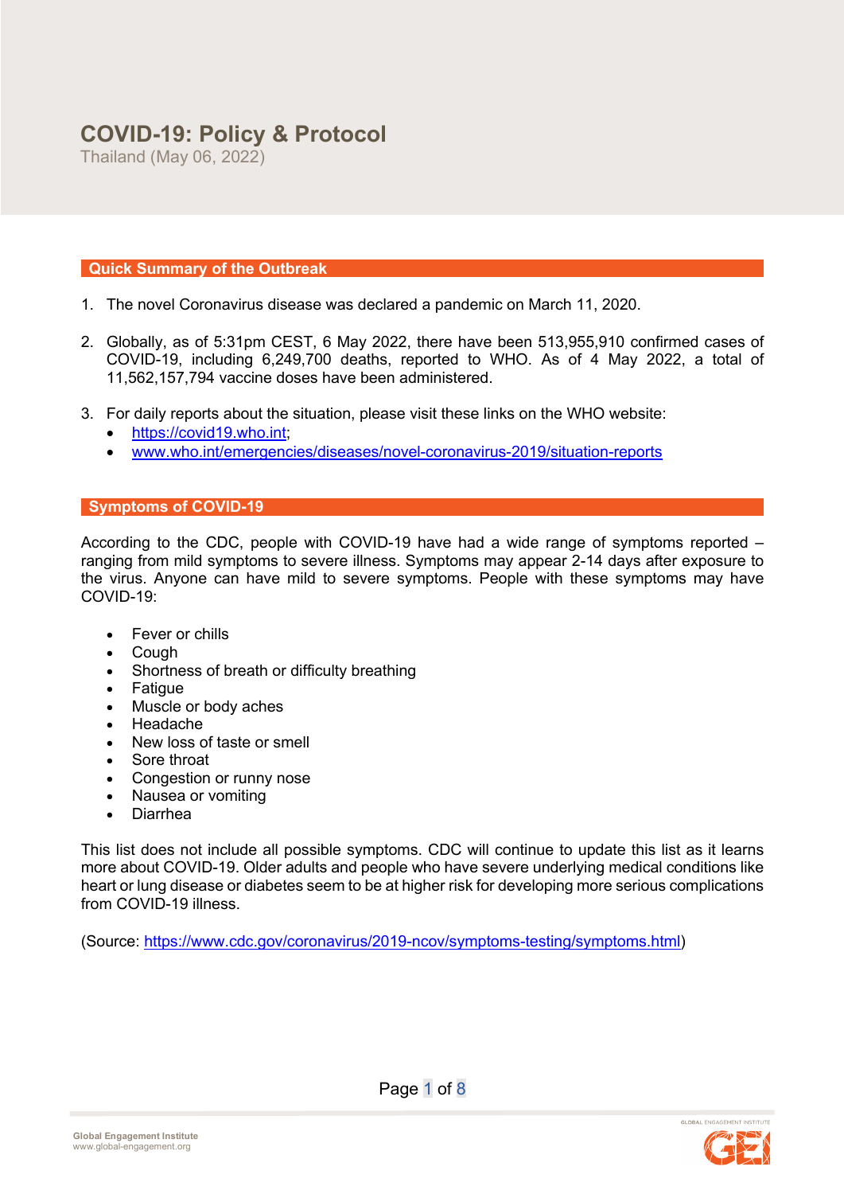# COVID-19: Policy & Protocol

Thailand (May 06, 2022)

## Quick Summary of the Outbreak

1. The novel Coronavirus disease was declared a pandemic on March 11, 2020.

2. Globally, as of 5:31pm CEST, 6 May 2022, there have been 513,955,910 confirmed cases of COVID-19, including 6,249,700 deaths, reported to WHO. As of 4 May 2022, a total of 11,562,157,794 vaccine doses have been administered.

3. For daily reports about the situation, please visit these links on the WHO website:
   - https://covid19.who.int;
   - www.who.int/emergencies/diseases/novel-coronavirus-2019/situation-reports

## Symptoms of COVID-19

According to the CDC, people with COVID-19 have had a wide range of symptoms reported – ranging from mild symptoms to severe illness. Symptoms may appear 2-14 days after exposure to the virus. Anyone can have mild to severe symptoms. People with these symptoms may have COVID-19:

- Fever or chills
- Cough
- Shortness of breath or difficulty breathing
- Fatigue
- Muscle or body aches
- Headache
- New loss of taste or smell
- Sore throat
- Congestion or runny nose
- Nausea or vomiting
- Diarrhea

This list does not include all possible symptoms. CDC will continue to update this list as it learns more about COVID-19. Older adults and people who have severe underlying medical conditions like heart or lung disease or diabetes seem to be at higher risk for developing more serious complications from COVID-19 illness.

(Source: https://www.cdc.gov/coronavirus/2019-ncov/symptoms-testing/symptoms.html)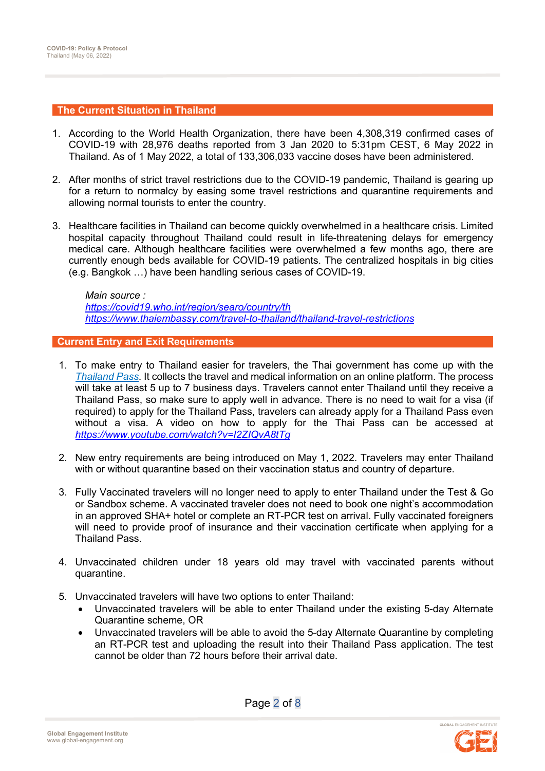## The Current Situation in Thailand

1. According to the World Health Organization, there have been 4,308,319 confirmed cases of COVID-19 with 28,976 deaths reported from 3 Jan 2020 to 5:31pm CEST, 6 May 2022 in Thailand. As of 1 May 2022, a total of 133,306,033 vaccine doses have been administered.

2. After months of strict travel restrictions due to the COVID-19 pandemic, Thailand is gearing up for a return to normalcy by easing some travel restrictions and quarantine requirements and allowing normal tourists to enter the country.

3. Healthcare facilities in Thailand can become quickly overwhelmed in a healthcare crisis. Limited hospital capacity throughout Thailand could result in life-threatening delays for emergency medical care. Although healthcare facilities were overwhelmed a few months ago, there are currently enough beds available for COVID-19 patients. The centralized hospitals in big cities (e.g. Bangkok …) have been handling serious cases of COVID-19.

   *Main source :*
   *https://covid19.who.int/region/searo/country/th*
   *https://www.thaiembassy.com/travel-to-thailand/thailand-travel-restrictions*

## Current Entry and Exit Requirements

1. To make entry to Thailand easier for travelers, the Thai government has come up with the *Thailand Pass*. It collects the travel and medical information on an online platform. The process will take at least 5 up to 7 business days. Travelers cannot enter Thailand until they receive a Thailand Pass, so make sure to apply well in advance. There is no need to wait for a visa (if required) to apply for the Thailand Pass, travelers can already apply for a Thailand Pass even without a visa. A video on how to apply for the Thai Pass can be accessed at *https://www.youtube.com/watch?v=I2ZIQvA8tTg*

2. New entry requirements are being introduced on May 1, 2022. Travelers may enter Thailand with or without quarantine based on their vaccination status and country of departure.

3. Fully Vaccinated travelers will no longer need to apply to enter Thailand under the Test & Go or Sandbox scheme. A vaccinated traveler does not need to book one night's accommodation in an approved SHA+ hotel or complete an RT-PCR test on arrival. Fully vaccinated foreigners will need to provide proof of insurance and their vaccination certificate when applying for a Thailand Pass.

4. Unvaccinated children under 18 years old may travel with vaccinated parents without quarantine.

5. Unvaccinated travelers will have two options to enter Thailand:
   - Unvaccinated travelers will be able to enter Thailand under the existing 5-day Alternate Quarantine scheme, OR
   - Unvaccinated travelers will be able to avoid the 5-day Alternate Quarantine by completing an RT-PCR test and uploading the result into their Thailand Pass application. The test cannot be older than 72 hours before their arrival date.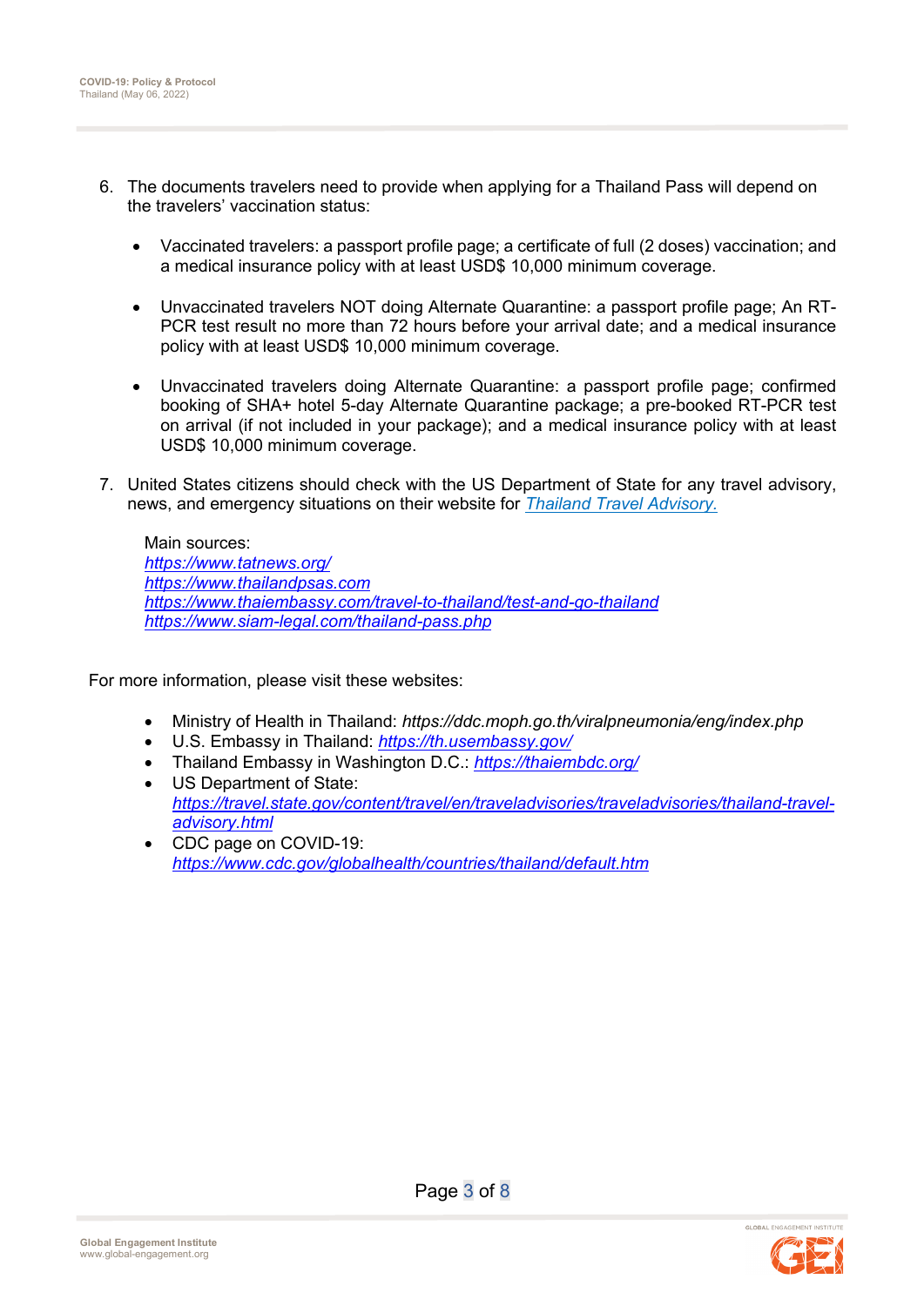6. The documents travelers need to provide when applying for a Thailand Pass will depend on the travelers' vaccination status:

    - Vaccinated travelers: a passport profile page; a certificate of full (2 doses) vaccination; and a medical insurance policy with at least USD$ 10,000 minimum coverage.

    - Unvaccinated travelers NOT doing Alternate Quarantine: a passport profile page; An RT-PCR test result no more than 72 hours before your arrival date; and a medical insurance policy with at least USD$ 10,000 minimum coverage.

    - Unvaccinated travelers doing Alternate Quarantine: a passport profile page; confirmed booking of SHA+ hotel 5-day Alternate Quarantine package; a pre-booked RT-PCR test on arrival (if not included in your package); and a medical insurance policy with at least USD$ 10,000 minimum coverage.

7. United States citizens should check with the US Department of State for any travel advisory, news, and emergency situations on their website for *Thailand Travel Advisory.*

    Main sources:
    *https://www.tatnews.org/*
    *https://www.thailandpsas.com*
    *https://www.thaiembassy.com/travel-to-thailand/test-and-go-thailand*
    *https://www.siam-legal.com/thailand-pass.php*

For more information, please visit these websites:

- Ministry of Health in Thailand: *https://ddc.moph.go.th/viralpneumonia/eng/index.php*
- U.S. Embassy in Thailand: *https://th.usembassy.gov/*
- Thailand Embassy in Washington D.C.: *https://thaiembdc.org/*
- US Department of State: *https://travel.state.gov/content/travel/en/traveladvisories/traveladvisories/thailand-travel-advisory.html*
- CDC page on COVID-19: *https://www.cdc.gov/globalhealth/countries/thailand/default.htm*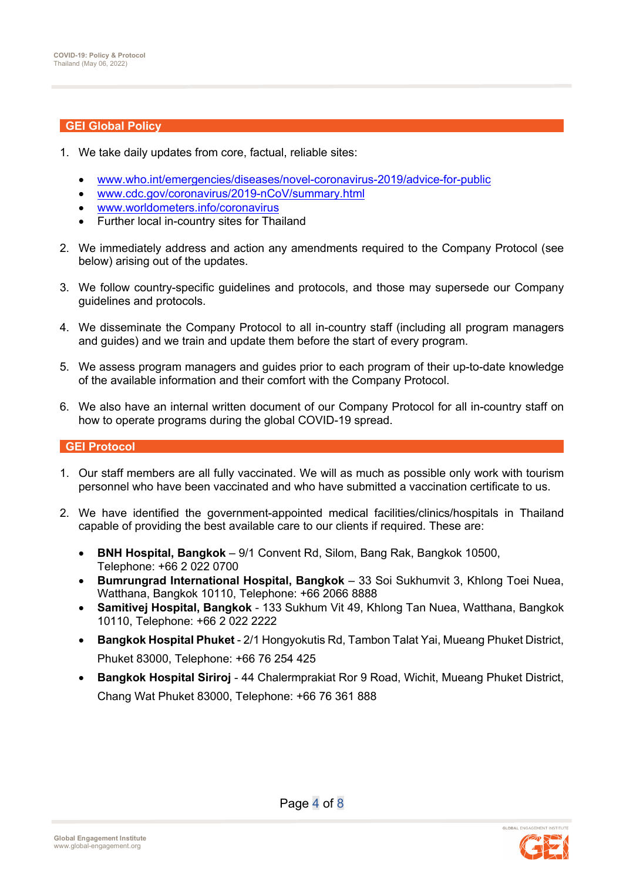## GEI Global Policy

1. We take daily updates from core, factual, reliable sites:

   - www.who.int/emergencies/diseases/novel-coronavirus-2019/advice-for-public
   - www.cdc.gov/coronavirus/2019-nCoV/summary.html
   - www.worldometers.info/coronavirus
   - Further local in-country sites for Thailand

2. We immediately address and action any amendments required to the Company Protocol (see below) arising out of the updates.

3. We follow country-specific guidelines and protocols, and those may supersede our Company guidelines and protocols.

4. We disseminate the Company Protocol to all in-country staff (including all program managers and guides) and we train and update them before the start of every program.

5. We assess program managers and guides prior to each program of their up-to-date knowledge of the available information and their comfort with the Company Protocol.

6. We also have an internal written document of our Company Protocol for all in-country staff on how to operate programs during the global COVID-19 spread.

## GEI Protocol

1. Our staff members are all fully vaccinated. We will as much as possible only work with tourism personnel who have been vaccinated and who have submitted a vaccination certificate to us.

2. We have identified the government-appointed medical facilities/clinics/hospitals in Thailand capable of providing the best available care to our clients if required. These are:

   - **BNH Hospital, Bangkok** – 9/1 Convent Rd, Silom, Bang Rak, Bangkok 10500, Telephone: +66 2 022 0700
   - **Bumrungrad International Hospital, Bangkok** – 33 Soi Sukhumvit 3, Khlong Toei Nuea, Watthana, Bangkok 10110, Telephone: +66 2066 8888
   - **Samitivej Hospital, Bangkok** - 133 Sukhum Vit 49, Khlong Tan Nuea, Watthana, Bangkok 10110, Telephone: +66 2 022 2222
   - **Bangkok Hospital Phuket** - 2/1 Hongyokutis Rd, Tambon Talat Yai, Mueang Phuket District, Phuket 83000, Telephone: +66 76 254 425
   - **Bangkok Hospital Siriroj** - 44 Chalermprakiat Ror 9 Road, Wichit, Mueang Phuket District, Chang Wat Phuket 83000, Telephone: +66 76 361 888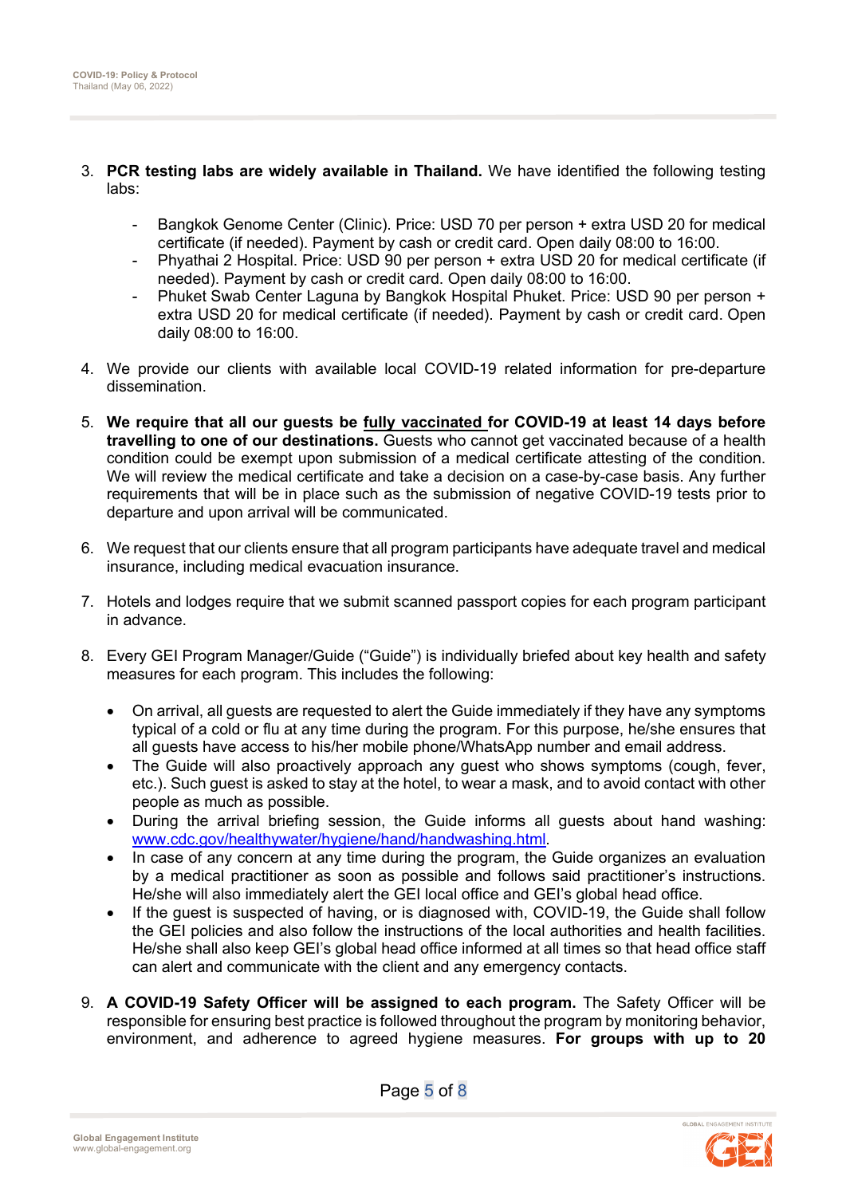3. **PCR testing labs are widely available in Thailand.** We have identified the following testing labs:

   - Bangkok Genome Center (Clinic). Price: USD 70 per person + extra USD 20 for medical certificate (if needed). Payment by cash or credit card. Open daily 08:00 to 16:00.
   - Phyathai 2 Hospital. Price: USD 90 per person + extra USD 20 for medical certificate (if needed). Payment by cash or credit card. Open daily 08:00 to 16:00.
   - Phuket Swab Center Laguna by Bangkok Hospital Phuket. Price: USD 90 per person + extra USD 20 for medical certificate (if needed). Payment by cash or credit card. Open daily 08:00 to 16:00.

4. We provide our clients with available local COVID-19 related information for pre-departure dissemination.

5. **We require that all our guests be <u>fully vaccinated</u> for COVID-19 at least 14 days before travelling to one of our destinations.** Guests who cannot get vaccinated because of a health condition could be exempt upon submission of a medical certificate attesting of the condition. We will review the medical certificate and take a decision on a case-by-case basis. Any further requirements that will be in place such as the submission of negative COVID-19 tests prior to departure and upon arrival will be communicated.

6. We request that our clients ensure that all program participants have adequate travel and medical insurance, including medical evacuation insurance.

7. Hotels and lodges require that we submit scanned passport copies for each program participant in advance.

8. Every GEI Program Manager/Guide ("Guide") is individually briefed about key health and safety measures for each program. This includes the following:

   - On arrival, all guests are requested to alert the Guide immediately if they have any symptoms typical of a cold or flu at any time during the program. For this purpose, he/she ensures that all guests have access to his/her mobile phone/WhatsApp number and email address.
   - The Guide will also proactively approach any guest who shows symptoms (cough, fever, etc.). Such guest is asked to stay at the hotel, to wear a mask, and to avoid contact with other people as much as possible.
   - During the arrival briefing session, the Guide informs all guests about hand washing: www.cdc.gov/healthywater/hygiene/hand/handwashing.html.
   - In case of any concern at any time during the program, the Guide organizes an evaluation by a medical practitioner as soon as possible and follows said practitioner's instructions. He/she will also immediately alert the GEI local office and GEI's global head office.
   - If the guest is suspected of having, or is diagnosed with, COVID-19, the Guide shall follow the GEI policies and also follow the instructions of the local authorities and health facilities. He/she shall also keep GEI's global head office informed at all times so that head office staff can alert and communicate with the client and any emergency contacts.

9. **A COVID-19 Safety Officer will be assigned to each program.** The Safety Officer will be responsible for ensuring best practice is followed throughout the program by monitoring behavior, environment, and adherence to agreed hygiene measures. **For groups with up to 20**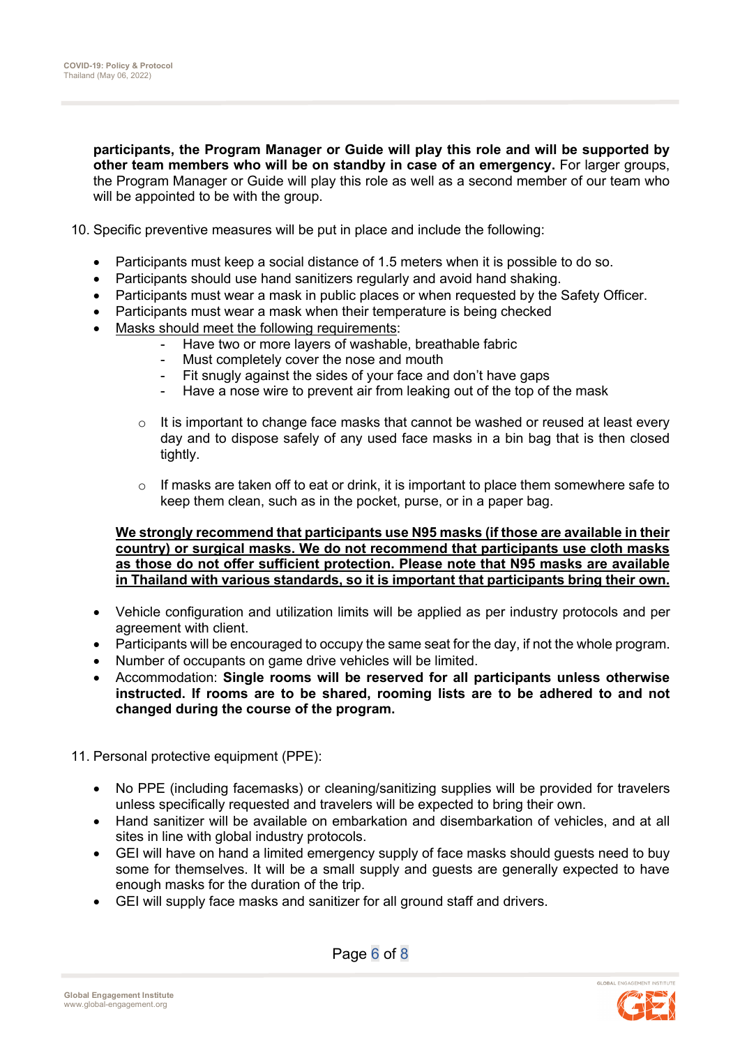**participants, the Program Manager or Guide will play this role and will be supported by other team members who will be on standby in case of an emergency.** For larger groups, the Program Manager or Guide will play this role as well as a second member of our team who will be appointed to be with the group.

10. Specific preventive measures will be put in place and include the following:

- Participants must keep a social distance of 1.5 meters when it is possible to do so.
- Participants should use hand sanitizers regularly and avoid hand shaking.
- Participants must wear a mask in public places or when requested by the Safety Officer.
- Participants must wear a mask when their temperature is being checked
- <u>Masks should meet the following requirements</u>:
  - Have two or more layers of washable, breathable fabric
  - Must completely cover the nose and mouth
  - Fit snugly against the sides of your face and don't have gaps
  - Have a nose wire to prevent air from leaking out of the top of the mask

  - It is important to change face masks that cannot be washed or reused at least every day and to dispose safely of any used face masks in a bin bag that is then closed tightly.

  - If masks are taken off to eat or drink, it is important to place them somewhere safe to keep them clean, such as in the pocket, purse, or in a paper bag.

  **<u>We strongly recommend that participants use N95 masks (if those are available in their country) or surgical masks. We do not recommend that participants use cloth masks as those do not offer sufficient protection. Please note that N95 masks are available in Thailand with various standards, so it is important that participants bring their own.</u>**

- Vehicle configuration and utilization limits will be applied as per industry protocols and per agreement with client.
- Participants will be encouraged to occupy the same seat for the day, if not the whole program.
- Number of occupants on game drive vehicles will be limited.
- Accommodation: **Single rooms will be reserved for all participants unless otherwise instructed. If rooms are to be shared, rooming lists are to be adhered to and not changed during the course of the program.**

11. Personal protective equipment (PPE):

- No PPE (including facemasks) or cleaning/sanitizing supplies will be provided for travelers unless specifically requested and travelers will be expected to bring their own.
- Hand sanitizer will be available on embarkation and disembarkation of vehicles, and at all sites in line with global industry protocols.
- GEI will have on hand a limited emergency supply of face masks should guests need to buy some for themselves. It will be a small supply and guests are generally expected to have enough masks for the duration of the trip.
- GEI will supply face masks and sanitizer for all ground staff and drivers.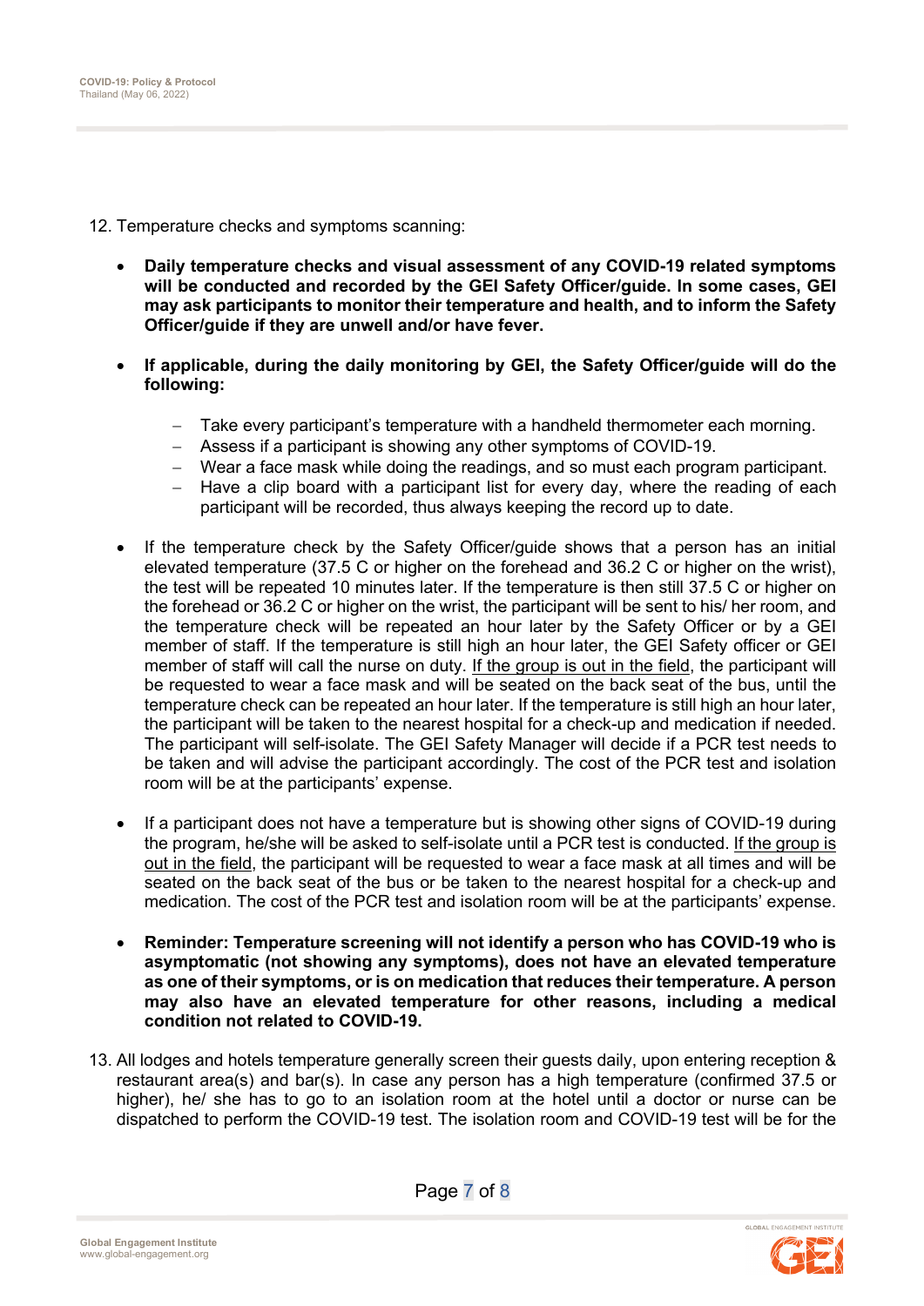12. Temperature checks and symptoms scanning:

    - **Daily temperature checks and visual assessment of any COVID-19 related symptoms will be conducted and recorded by the GEI Safety Officer/guide. In some cases, GEI may ask participants to monitor their temperature and health, and to inform the Safety Officer/guide if they are unwell and/or have fever.**

    - **If applicable, during the daily monitoring by GEI, the Safety Officer/guide will do the following:**

        - Take every participant's temperature with a handheld thermometer each morning.
        - Assess if a participant is showing any other symptoms of COVID-19.
        - Wear a face mask while doing the readings, and so must each program participant.
        - Have a clip board with a participant list for every day, where the reading of each participant will be recorded, thus always keeping the record up to date.

    - If the temperature check by the Safety Officer/guide shows that a person has an initial elevated temperature (37.5 C or higher on the forehead and 36.2 C or higher on the wrist), the test will be repeated 10 minutes later. If the temperature is then still 37.5 C or higher on the forehead or 36.2 C or higher on the wrist, the participant will be sent to his/ her room, and the temperature check will be repeated an hour later by the Safety Officer or by a GEI member of staff. If the temperature is still high an hour later, the GEI Safety officer or GEI member of staff will call the nurse on duty. <u>If the group is out in the field</u>, the participant will be requested to wear a face mask and will be seated on the back seat of the bus, until the temperature check can be repeated an hour later. If the temperature is still high an hour later, the participant will be taken to the nearest hospital for a check-up and medication if needed. The participant will self-isolate. The GEI Safety Manager will decide if a PCR test needs to be taken and will advise the participant accordingly. The cost of the PCR test and isolation room will be at the participants' expense.

    - If a participant does not have a temperature but is showing other signs of COVID-19 during the program, he/she will be asked to self-isolate until a PCR test is conducted. <u>If the group is out in the field</u>, the participant will be requested to wear a face mask at all times and will be seated on the back seat of the bus or be taken to the nearest hospital for a check-up and medication. The cost of the PCR test and isolation room will be at the participants' expense.

    - **Reminder: Temperature screening will not identify a person who has COVID-19 who is asymptomatic (not showing any symptoms), does not have an elevated temperature as one of their symptoms, or is on medication that reduces their temperature. A person may also have an elevated temperature for other reasons, including a medical condition not related to COVID-19.**

13. All lodges and hotels temperature generally screen their guests daily, upon entering reception & restaurant area(s) and bar(s). In case any person has a high temperature (confirmed 37.5 or higher), he/ she has to go to an isolation room at the hotel until a doctor or nurse can be dispatched to perform the COVID-19 test. The isolation room and COVID-19 test will be for the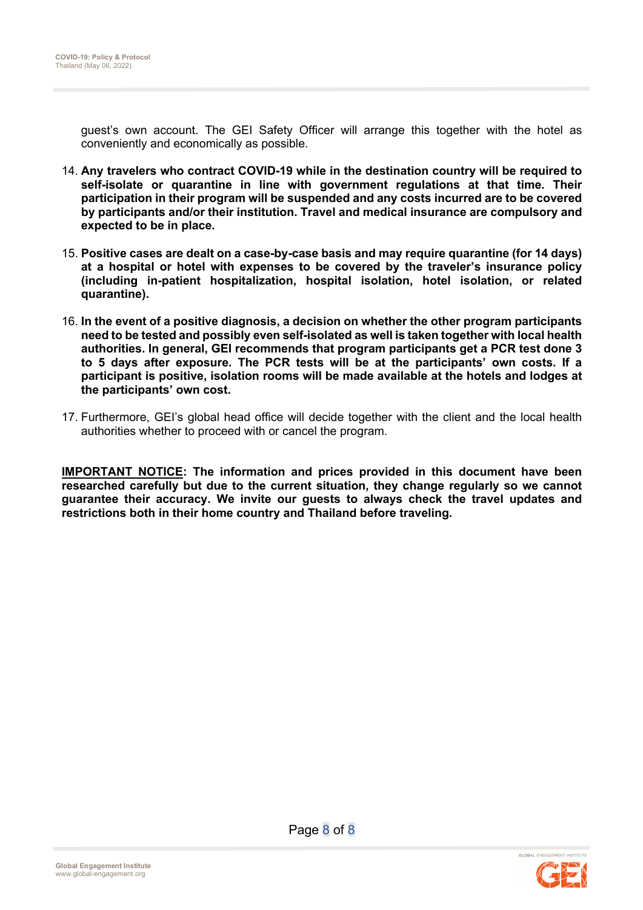guest's own account. The GEI Safety Officer will arrange this together with the hotel as conveniently and economically as possible.

14. **Any travelers who contract COVID-19 while in the destination country will be required to self-isolate or quarantine in line with government regulations at that time. Their participation in their program will be suspended and any costs incurred are to be covered by participants and/or their institution. Travel and medical insurance are compulsory and expected to be in place.**

15. **Positive cases are dealt on a case-by-case basis and may require quarantine (for 14 days) at a hospital or hotel with expenses to be covered by the traveler's insurance policy (including in-patient hospitalization, hospital isolation, hotel isolation, or related quarantine).**

16. **In the event of a positive diagnosis, a decision on whether the other program participants need to be tested and possibly even self-isolated as well is taken together with local health authorities. In general, GEI recommends that program participants get a PCR test done 3 to 5 days after exposure. The PCR tests will be at the participants' own costs. If a participant is positive, isolation rooms will be made available at the hotels and lodges at the participants' own cost.**

17. Furthermore, GEI's global head office will decide together with the client and the local health authorities whether to proceed with or cancel the program.

**<u>IMPORTANT NOTICE</u>: The information and prices provided in this document have been researched carefully but due to the current situation, they change regularly so we cannot guarantee their accuracy. We invite our guests to always check the travel updates and restrictions both in their home country and Thailand before traveling.**